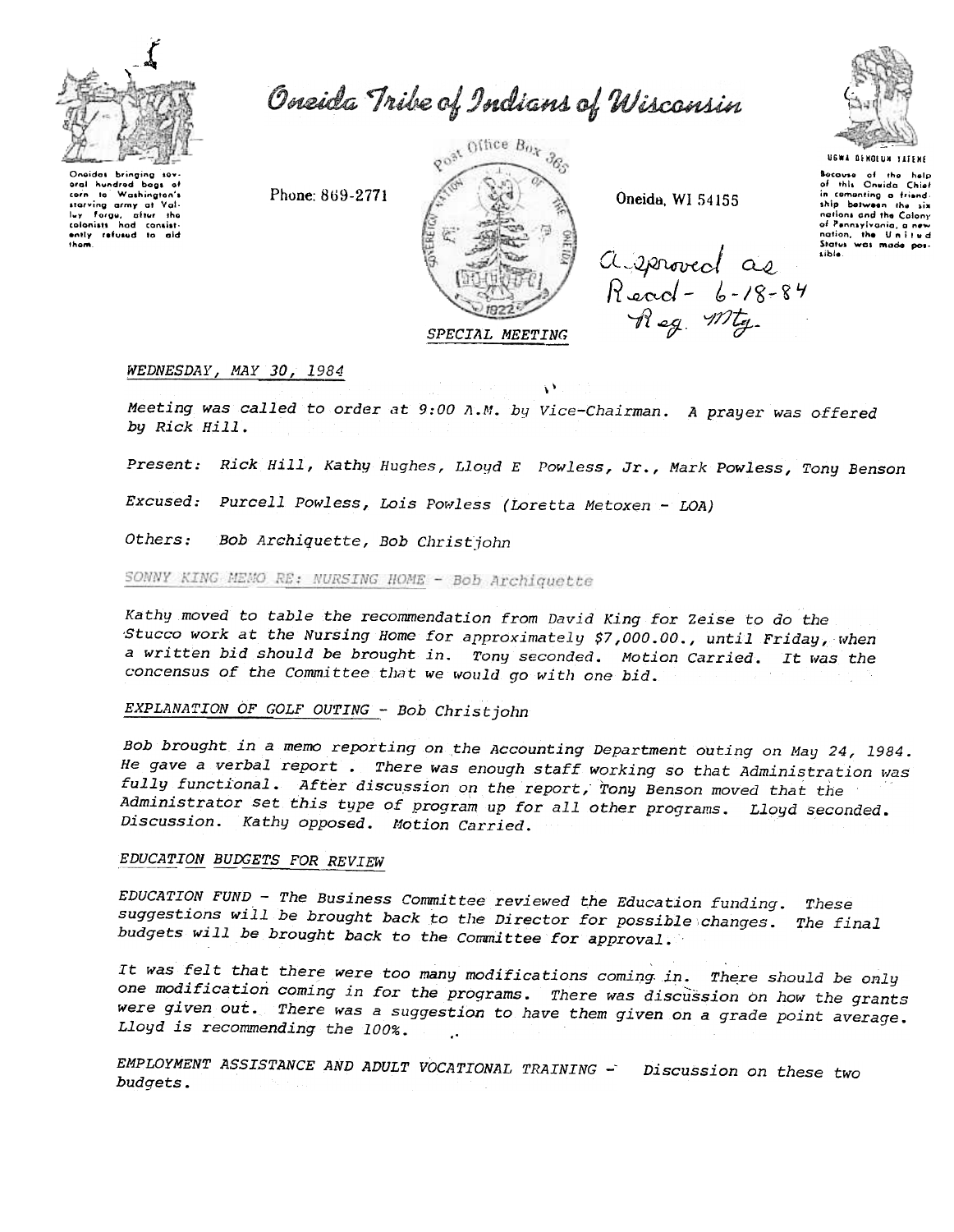# Oneida Tribe of Indians of Wisconsin

Oneidas bringing several hundred bags of corn to Washington's starving army at Valley Forge, after the colonists had consistently refused to aid them.

Phone: 869-2771

Post Office Box 365

Oneida, WI 54155

UGWA DEHOLUN YATENE

Because of the help of this Oneida Chief in cementing a friendship between the six nations and the Colony of Pennsylvania, a new nation, the United States was made possible.

Approved as Read - 6-18-84 Reg. Mtg.

SPECIAL MEETING

*WEDNESDAY, MAY 30, 1984*

*Meeting was called to order at 9:00 A.M. by Vice-Chairman. A prayer was offered by Rick Hill.*

*Present: Rick Hill, Kathy Hughes, Lloyd E Powless, Jr., Mark Powless, Tony Benson*

*Excused: Purcell Powless, Lois Powless (Loretta Metoxen - LOA)*

*Others: Bob Archiquette, Bob Christjohn*

*SONNY KING MEMO RE: NURSING HOME - Bob Archiquette*

*Kathy moved to table the recommendation from David King for Zeise to do the Stucco work at the Nursing Home for approximately $7,000.00., until Friday, when a written bid should be brought in. Tony seconded. Motion Carried. It was the concensus of the Committee that we would go with one bid.*

*EXPLANATION OF GOLF OUTING - Bob Christjohn*

*Bob brought in a memo reporting on the Accounting Department outing on May 24, 1984. He gave a verbal report . There was enough staff working so that Administration was fully functional. After discussion on the report, Tony Benson moved that the Administrator set this type of program up for all other programs. Lloyd seconded. Discussion. Kathy opposed. Motion Carried.*

*EDUCATION BUDGETS FOR REVIEW*

*EDUCATION FUND - The Business Committee reviewed the Education funding. These suggestions will be brought back to the Director for possible changes. The final budgets will be brought back to the Committee for approval.*

*It was felt that there were too many modifications coming in. There should be only one modification coming in for the programs. There was discussion on how the grants were given out. There was a suggestion to have them given on a grade point average. Lloyd is recommending the 100%.*

*EMPLOYMENT ASSISTANCE AND ADULT VOCATIONAL TRAINING - Discussion on these two budgets.*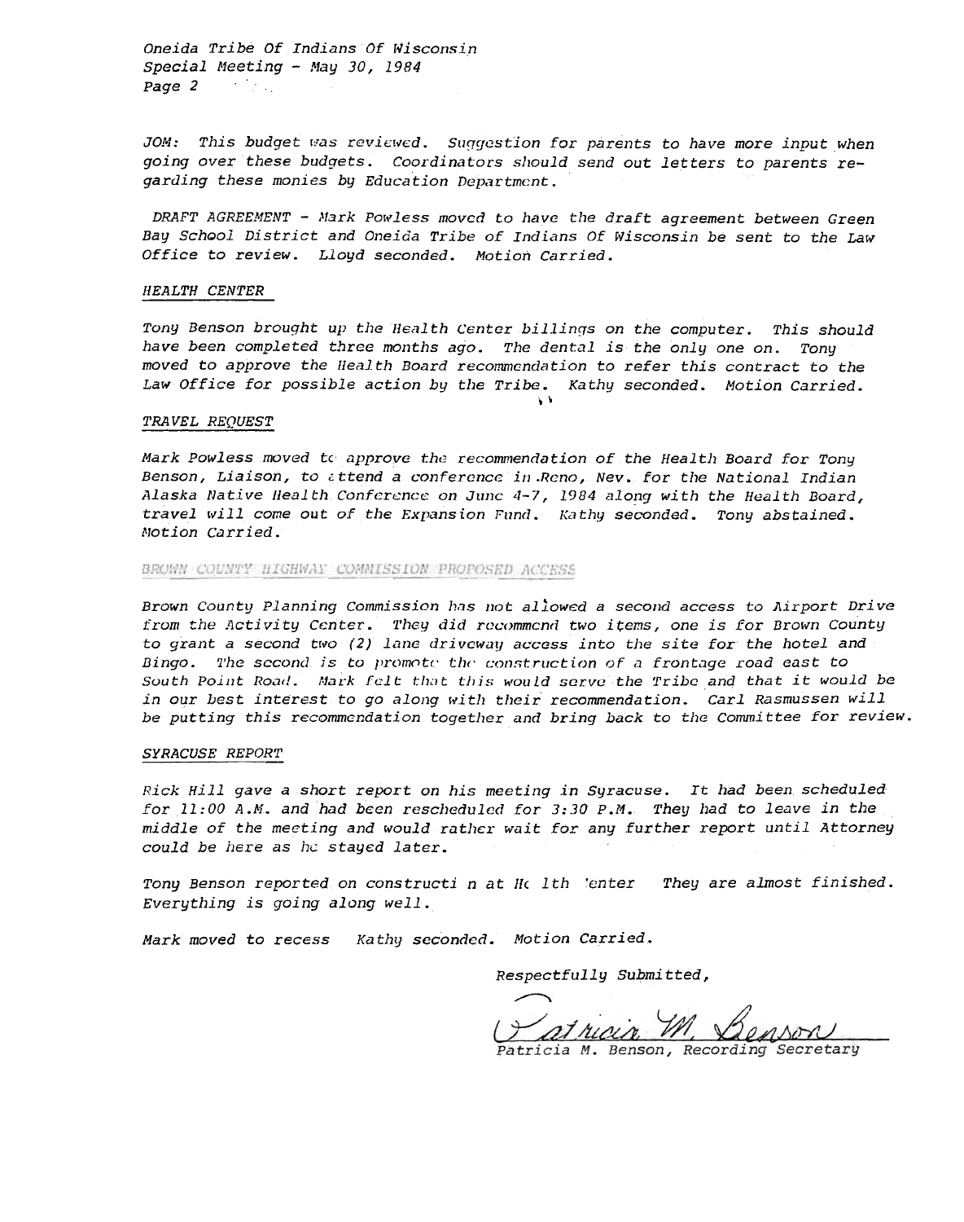JOM: This budget was reviewed. Suggestion for parents to have more input when going over these budgets. Coordinators should send out letters to parents regarding these monies by Education Department.

DRAFT AGREEMENT - Mark Powless moved to have the draft agreement between Green Bay School District and Oneida Tribe of Indians Of Wisconsin be sent to the Law Office to review. Lloyd seconded. Motion Carried.

## HEALTH CENTER

Tony Benson brought up the Health Center billings on the computer. This should have been completed three months ago. The dental is the only one on. Tony moved to approve the Health Board recommendation to refer this contract to the Law Office for possible action by the Tribe. Kathy seconded. Motion Carried.

## TRAVEL REQUEST

Mark Powless moved to approve the recommendation of the Health Board for Tony Benson, Liaison, to attend a conference in Reno, Nev. for the National Indian Alaska Native Health Conference on June 4-7, 1984 along with the Health Board, travel will come out of the Expansion Fund. Kathy seconded. Tony abstained. Motion Carried.

## BROWN COUNTY HIGHWAY COMMISSION PROPOSED ACCESS

Brown County Planning Commission has not allowed a second access to Airport Drive from the Activity Center. They did recommend two items, one is for Brown County to grant a second two (2) lane driveway access into the site for the hotel and Bingo. The second is to promote the construction of a frontage road east to South Point Road. Mark felt that this would serve the Tribe and that it would be in our best interest to go along with their recommendation. Carl Rasmussen will be putting this recommendation together and bring back to the Committee for review.

## SYRACUSE REPORT

Rick Hill gave a short report on his meeting in Syracuse. It had been scheduled for 11:00 A.M. and had been rescheduled for 3:30 P.M. They had to leave in the middle of the meeting and would rather wait for any further report until Attorney could be here as he stayed later.

Tony Benson reported on construction at Health Center They are almost finished. Everything is going along well.

Mark moved to recess Kathy seconded. Motion Carried.

Respectfully Submitted,

Patricia M. Benson

Patricia M. Benson, Recording Secretary